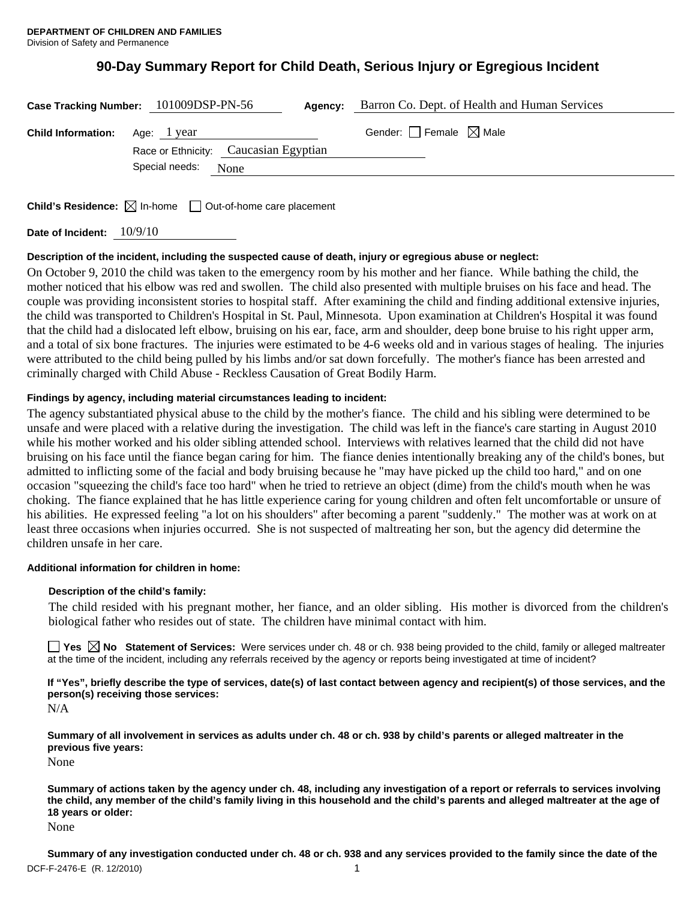**DEPARTMENT OF CHILDREN AND FAMILIES**
Division of Safety and Permanence

# 90-Day Summary Report for Child Death, Serious Injury or Egregious Incident

**Case Tracking Number:** 101009DSP-PN-56 **Agency:** Barron Co. Dept. of Health and Human Services

**Child Information:** Age: 1 year Gender: ☐ Female ☒ Male

Race or Ethnicity: Caucasian Egyptian

Special needs: None

**Child's Residence:** ☒ In-home ☐ Out-of-home care placement

**Date of Incident:** 10/9/10

**Description of the incident, including the suspected cause of death, injury or egregious abuse or neglect:**

On October 9, 2010 the child was taken to the emergency room by his mother and her fiance. While bathing the child, the mother noticed that his elbow was red and swollen. The child also presented with multiple bruises on his face and head. The couple was providing inconsistent stories to hospital staff. After examining the child and finding additional extensive injuries, the child was transported to Children's Hospital in St. Paul, Minnesota. Upon examination at Children's Hospital it was found that the child had a dislocated left elbow, bruising on his ear, face, arm and shoulder, deep bone bruise to his right upper arm, and a total of six bone fractures. The injuries were estimated to be 4-6 weeks old and in various stages of healing. The injuries were attributed to the child being pulled by his limbs and/or sat down forcefully. The mother's fiance has been arrested and criminally charged with Child Abuse - Reckless Causation of Great Bodily Harm.

**Findings by agency, including material circumstances leading to incident:**

The agency substantiated physical abuse to the child by the mother's fiance. The child and his sibling were determined to be unsafe and were placed with a relative during the investigation. The child was left in the fiance's care starting in August 2010 while his mother worked and his older sibling attended school. Interviews with relatives learned that the child did not have bruising on his face until the fiance began caring for him. The fiance denies intentionally breaking any of the child's bones, but admitted to inflicting some of the facial and body bruising because he "may have picked up the child too hard," and on one occasion "squeezing the child's face too hard" when he tried to retrieve an object (dime) from the child's mouth when he was choking. The fiance explained that he has little experience caring for young children and often felt uncomfortable or unsure of his abilities. He expressed feeling "a lot on his shoulders" after becoming a parent "suddenly." The mother was at work on at least three occasions when injuries occurred. She is not suspected of maltreating her son, but the agency did determine the children unsafe in her care.

**Additional information for children in home:**

**Description of the child's family:**

The child resided with his pregnant mother, her fiance, and an older sibling. His mother is divorced from the children's biological father who resides out of state. The children have minimal contact with him.

☐ **Yes** ☒ **No** **Statement of Services:** Were services under ch. 48 or ch. 938 being provided to the child, family or alleged maltreater at the time of the incident, including any referrals received by the agency or reports being investigated at time of incident?

**If "Yes", briefly describe the type of services, date(s) of last contact between agency and recipient(s) of those services, and the person(s) receiving those services:**

N/A

**Summary of all involvement in services as adults under ch. 48 or ch. 938 by child's parents or alleged maltreater in the previous five years:**

None

**Summary of actions taken by the agency under ch. 48, including any investigation of a report or referrals to services involving the child, any member of the child's family living in this household and the child's parents and alleged maltreater at the age of 18 years or older:**

None

**Summary of any investigation conducted under ch. 48 or ch. 938 and any services provided to the family since the date of the**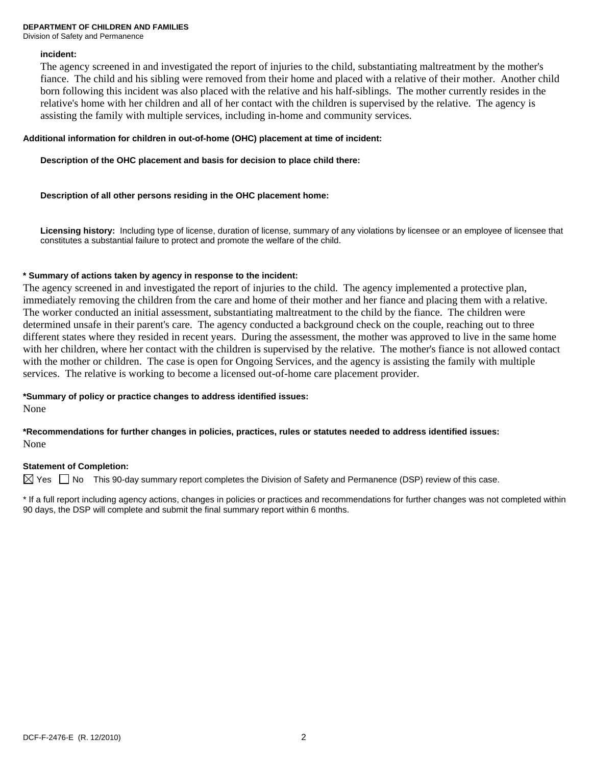**DEPARTMENT OF CHILDREN AND FAMILIES**
Division of Safety and Permanence

**incident:**

The agency screened in and investigated the report of injuries to the child, substantiating maltreatment by the mother's fiance. The child and his sibling were removed from their home and placed with a relative of their mother. Another child born following this incident was also placed with the relative and his half-siblings. The mother currently resides in the relative's home with her children and all of her contact with the children is supervised by the relative. The agency is assisting the family with multiple services, including in-home and community services.

**Additional information for children in out-of-home (OHC) placement at time of incident:**

**Description of the OHC placement and basis for decision to place child there:**

**Description of all other persons residing in the OHC placement home:**

**Licensing history:** Including type of license, duration of license, summary of any violations by licensee or an employee of licensee that constitutes a substantial failure to protect and promote the welfare of the child.

**\* Summary of actions taken by agency in response to the incident:**

The agency screened in and investigated the report of injuries to the child. The agency implemented a protective plan, immediately removing the children from the care and home of their mother and her fiance and placing them with a relative. The worker conducted an initial assessment, substantiating maltreatment to the child by the fiance. The children were determined unsafe in their parent's care. The agency conducted a background check on the couple, reaching out to three different states where they resided in recent years. During the assessment, the mother was approved to live in the same home with her children, where her contact with the children is supervised by the relative. The mother's fiance is not allowed contact with the mother or children. The case is open for Ongoing Services, and the agency is assisting the family with multiple services. The relative is working to become a licensed out-of-home care placement provider.

**\*Summary of policy or practice changes to address identified issues:**

None

**\*Recommendations for further changes in policies, practices, rules or statutes needed to address identified issues:**

None

**Statement of Completion:**

☒ Yes ☐ No This 90-day summary report completes the Division of Safety and Permanence (DSP) review of this case.

\* If a full report including agency actions, changes in policies or practices and recommendations for further changes was not completed within 90 days, the DSP will complete and submit the final summary report within 6 months.

DCF-F-2476-E (R. 12/2010)